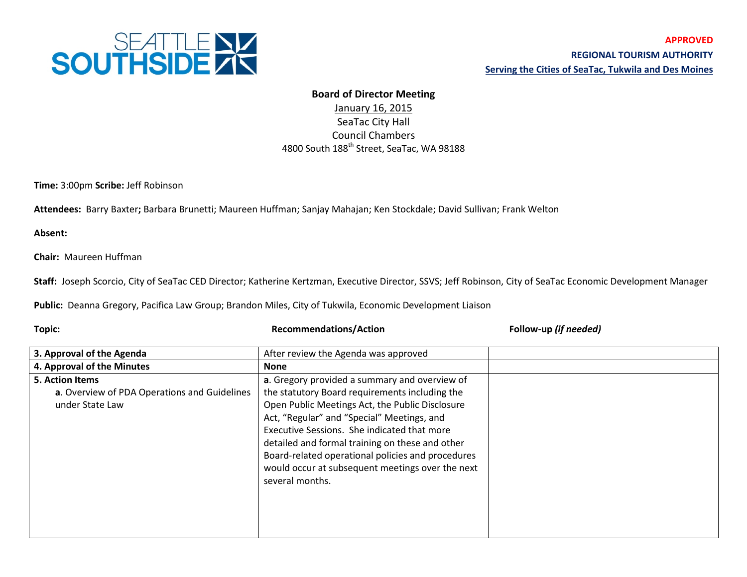SEATTLE SOUTHSIDE

**APPROVED**
**REGIONAL TOURISM AUTHORITY**
**Serving the Cities of SeaTac, Tukwila and Des Moines**

**Board of Director Meeting**
January 16, 2015
SeaTac City Hall
Council Chambers
4800 South 188th Street, SeaTac, WA 98188

**Time:** 3:00pm **Scribe:** Jeff Robinson

**Attendees:** Barry Baxter**;** Barbara Brunetti; Maureen Huffman; Sanjay Mahajan; Ken Stockdale; David Sullivan; Frank Welton

**Absent:**

**Chair:** Maureen Huffman

**Staff:** Joseph Scorcio, City of SeaTac CED Director; Katherine Kertzman, Executive Director, SSVS; Jeff Robinson, City of SeaTac Economic Development Manager

**Public:** Deanna Gregory, Pacifica Law Group; Brandon Miles, City of Tukwila, Economic Development Liaison

| **Topic:** | **Recommendations/Action** | **Follow-up *(if needed)*** |
|---|---|---|
| **3. Approval of the Agenda** | After review the Agenda was approved | |
| **4. Approval of the Minutes** | **None** | |
| **5. Action Items**<br>**a**. Overview of PDA Operations and Guidelines under State Law | **a**. Gregory provided a summary and overview of the statutory Board requirements including the Open Public Meetings Act, the Public Disclosure Act, "Regular" and "Special" Meetings, and Executive Sessions. She indicated that more detailed and formal training on these and other Board-related operational policies and procedures would occur at subsequent meetings over the next several months. | |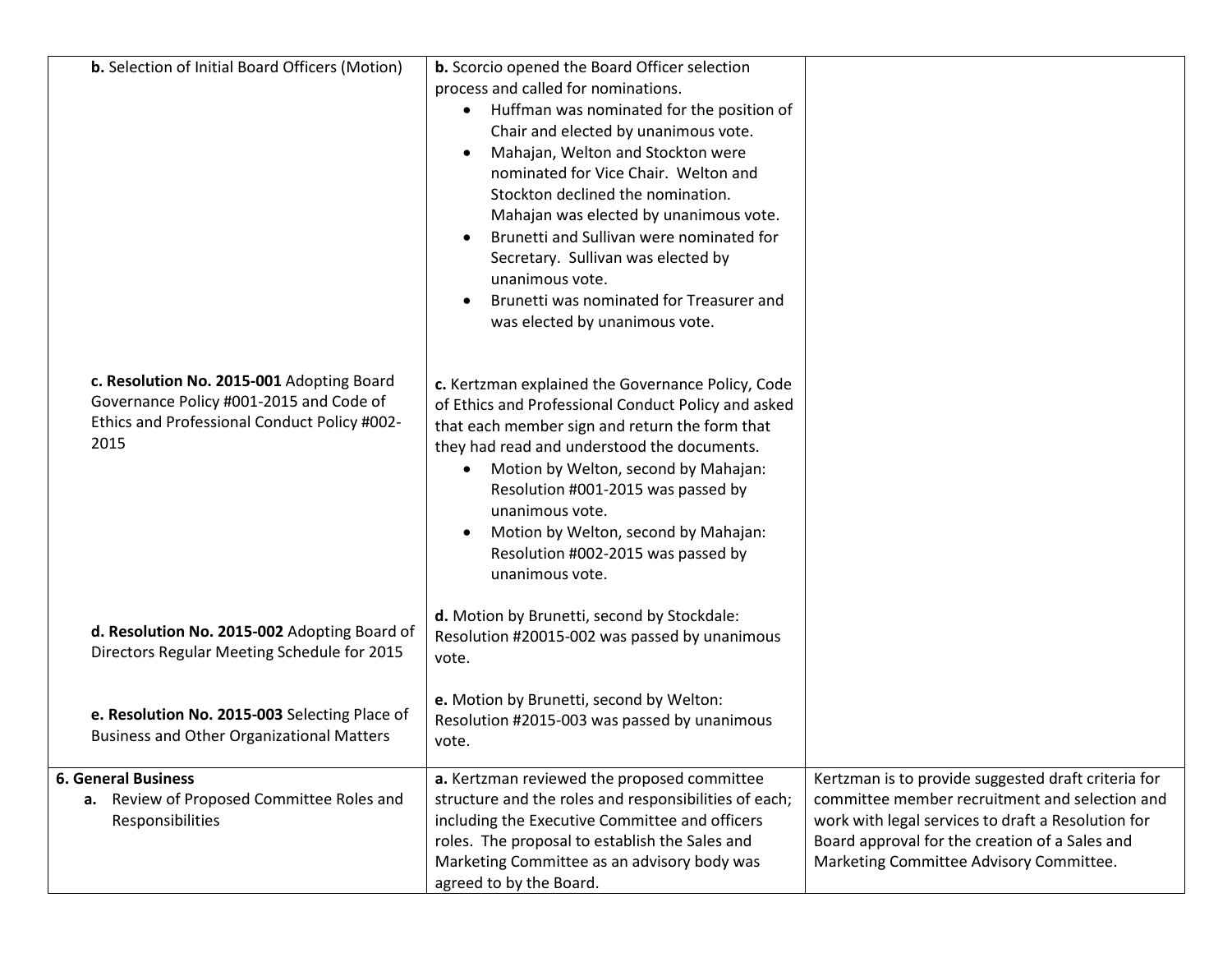| | | |
|---|---|---|
| **b.** Selection of Initial Board Officers (Motion) | **b.** Scorcio opened the Board Officer selection process and called for nominations.<br>• Huffman was nominated for the position of Chair and elected by unanimous vote.<br>• Mahajan, Welton and Stockton were nominated for Vice Chair. Welton and Stockton declined the nomination. Mahajan was elected by unanimous vote.<br>• Brunetti and Sullivan were nominated for Secretary. Sullivan was elected by unanimous vote.<br>• Brunetti was nominated for Treasurer and was elected by unanimous vote. | |
| **c. Resolution No. 2015-001** Adopting Board Governance Policy #001-2015 and Code of Ethics and Professional Conduct Policy #002-2015 | **c.** Kertzman explained the Governance Policy, Code of Ethics and Professional Conduct Policy and asked that each member sign and return the form that they had read and understood the documents.<br>• Motion by Welton, second by Mahajan: Resolution #001-2015 was passed by unanimous vote.<br>• Motion by Welton, second by Mahajan: Resolution #002-2015 was passed by unanimous vote. | |
| **d. Resolution No. 2015-002** Adopting Board of Directors Regular Meeting Schedule for 2015 | **d.** Motion by Brunetti, second by Stockdale: Resolution #20015-002 was passed by unanimous vote. | |
| **e. Resolution No. 2015-003** Selecting Place of Business and Other Organizational Matters | **e.** Motion by Brunetti, second by Welton: Resolution #2015-003 was passed by unanimous vote. | |
| **6. General Business**<br>**a.** Review of Proposed Committee Roles and Responsibilities | **a.** Kertzman reviewed the proposed committee structure and the roles and responsibilities of each; including the Executive Committee and officers roles. The proposal to establish the Sales and Marketing Committee as an advisory body was agreed to by the Board. | Kertzman is to provide suggested draft criteria for committee member recruitment and selection and work with legal services to draft a Resolution for Board approval for the creation of a Sales and Marketing Committee Advisory Committee. |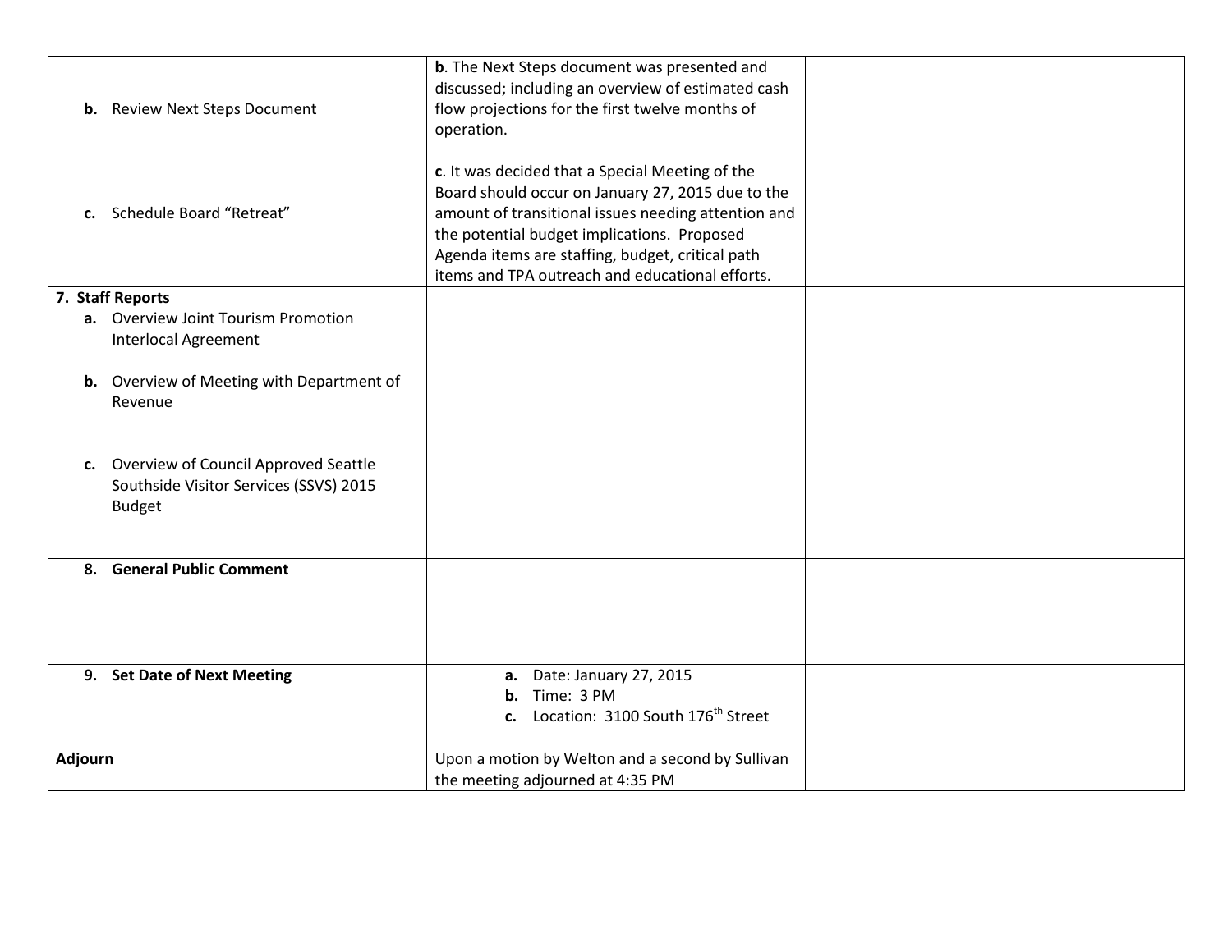| | | |
|---|---|---|
| **b.** Review Next Steps Document | **b**. The Next Steps document was presented and discussed; including an overview of estimated cash flow projections for the first twelve months of operation. | |
| **c.** Schedule Board "Retreat" | **c**. It was decided that a Special Meeting of the Board should occur on January 27, 2015 due to the amount of transitional issues needing attention and the potential budget implications. Proposed Agenda items are staffing, budget, critical path items and TPA outreach and educational efforts. | |
| **7. Staff Reports**<br>**a.** Overview Joint Tourism Promotion Interlocal Agreement<br>**b.** Overview of Meeting with Department of Revenue<br>**c.** Overview of Council Approved Seattle Southside Visitor Services (SSVS) 2015 Budget | | |
| **8. General Public Comment** | | |
| **9. Set Date of Next Meeting** | **a.** Date: January 27, 2015<br>**b.** Time: 3 PM<br>**c.** Location: 3100 South 176th Street | |
| **Adjourn** | Upon a motion by Welton and a second by Sullivan the meeting adjourned at 4:35 PM | |